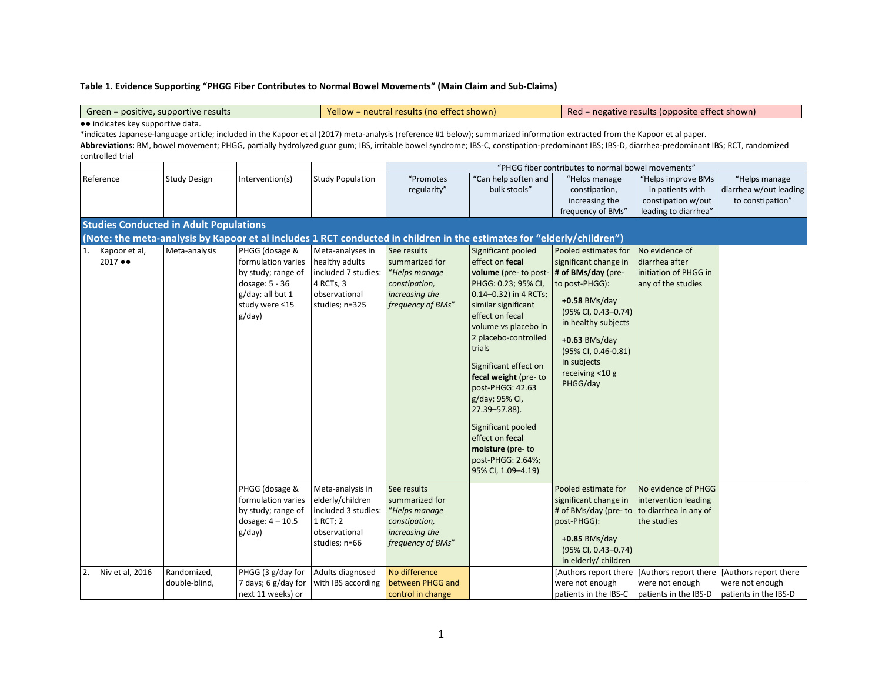**Table 1. Evidence Supporting "PHGG Fiber Contributes to Normal Bowel Movements" (Main Claim and Sub-Claims)**

| Green = positive, supportive results | Yellow = neutral results (no effect shown) | Red = negative results (opposite effect shown) |
|---|---|---|

●● indicates key supportive data.

*indicates Japanese-language article; included in the Kapoor et al (2017) meta-analysis (reference #1 below); summarized information extracted from the Kapoor et al paper.

**Abbreviations:** BM, bowel movement; PHGG, partially hydrolyzed guar gum; IBS, irritable bowel syndrome; IBS-C, constipation-predominant IBS; IBS-D, diarrhea-predominant IBS; RCT, randomized controlled trial

| | | | | "PHGG fiber contributes to normal bowel movements" | | | | |
|---|---|---|---|---|---|---|---|---|
| Reference | Study Design | Intervention(s) | Study Population | "Promotes regularity" | "Can help soften and bulk stools" | "Helps manage constipation, increasing the frequency of BMs" | "Helps improve BMs in patients with constipation w/out leading to diarrhea" | "Helps manage diarrhea w/out leading to constipation" |
| **Studies Conducted in Adult Populations (Note: the meta-analysis by Kapoor et al includes 1 RCT conducted in children in the estimates for "elderly/children")** | | | | | | | | |
| 1. Kapoor et al, 2017 ●● | Meta-analysis | PHGG (dosage & formulation varies by study; range of dosage: 5 - 36 g/day; all but 1 study were ≤15 g/day) | Meta-analyses in healthy adults included 7 studies: 4 RCTs, 3 observational studies; n=325 | See results summarized for *"Helps manage constipation, increasing the frequency of BMs"* | Significant pooled effect on **fecal volume** (pre- to post-PHGG: 0.23; 95% CI, 0.14–0.32) in 4 RCTs; similar significant effect on fecal volume vs placebo in 2 placebo-controlled trials<br><br>Significant effect on **fecal weight** (pre- to post-PHGG: 42.63 g/day; 95% CI, 27.39–57.88).<br><br>Significant pooled effect on **fecal moisture** (pre- to post-PHGG: 2.64%; 95% CI, 1.09–4.19) | Pooled estimates for significant change in **# of BMs/day** (pre- to post-PHGG):<br><br>**+0.58** BMs/day (95% CI, 0.43–0.74) in healthy subjects<br><br>**+0.63** BMs/day (95% CI, 0.46-0.81) in subjects receiving <10 g PHGG/day | No evidence of diarrhea after initiation of PHGG in any of the studies | |
| | | PHGG (dosage & formulation varies by study; range of dosage: 4 – 10.5 g/day) | Meta-analysis in elderly/children included 3 studies: 1 RCT; 2 observational studies; n=66 | See results summarized for *"Helps manage constipation, increasing the frequency of BMs"* | | Pooled estimate for significant change in # of BMs/day (pre- to post-PHGG):<br><br>**+0.85** BMs/day (95% CI, 0.43–0.74) in elderly/ children | No evidence of PHGG intervention leading to diarrhea in any of the studies | |
| 2. Niv et al, 2016 | Randomized, double-blind, | PHGG (3 g/day for 7 days; 6 g/day for next 11 weeks) or | Adults diagnosed with IBS according | No difference between PHGG and control in change | | [Authors report there were not enough patients in the IBS-C | [Authors report there were not enough patients in the IBS-D | [Authors report there were not enough patients in the IBS-D |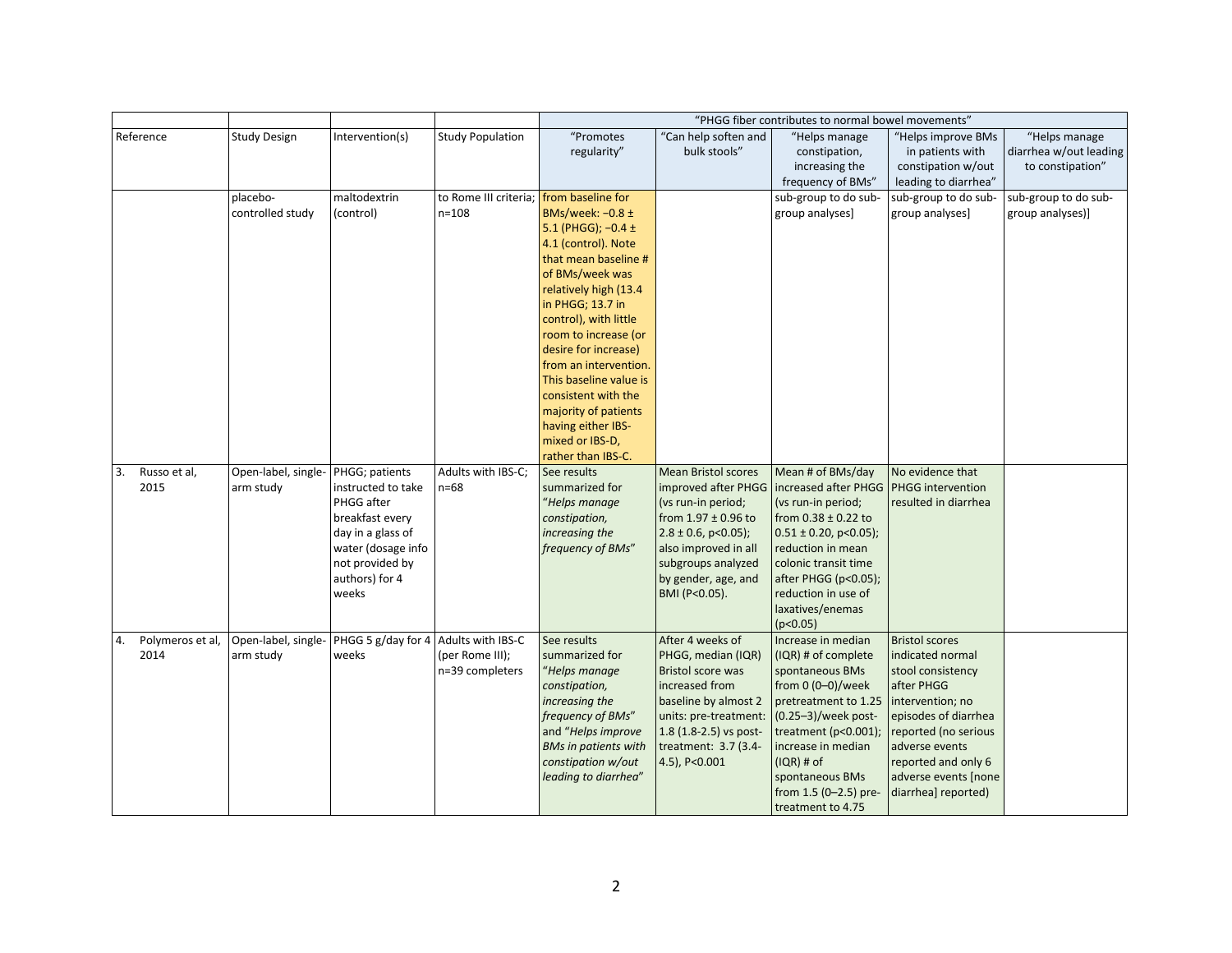| | | | | "PHGG fiber contributes to normal bowel movements" | | | | |
|---|---|---|---|---|---|---|---|---|
| Reference | Study Design | Intervention(s) | Study Population | "Promotes regularity" | "Can help soften and bulk stools" | "Helps manage constipation, increasing the frequency of BMs" | "Helps improve BMs in patients with constipation w/out leading to diarrhea" | "Helps manage diarrhea w/out leading to constipation" |
| | placebo-controlled study | maltodextrin (control) | to Rome III criteria; n=108 | from baseline for BMs/week: −0.8 ± 5.1 (PHGG); −0.4 ± 4.1 (control). Note that mean baseline # of BMs/week was relatively high (13.4 in PHGG; 13.7 in control), with little room to increase (or desire for increase) from an intervention. This baseline value is consistent with the majority of patients having either IBS-mixed or IBS-D, rather than IBS-C. | | sub-group to do sub-group analyses] | sub-group to do sub-group analyses] | sub-group to do sub-group analyses)] |
| 3. Russo et al, 2015 | Open-label, single-arm study | PHGG; patients instructed to take PHGG after breakfast every day in a glass of water (dosage info not provided by authors) for 4 weeks | Adults with IBS-C; n=68 | See results summarized for "*Helps manage constipation, increasing the frequency of BMs*" | Mean Bristol scores improved after PHGG (vs run-in period; from 1.97 ± 0.96 to 2.8 ± 0.6, p<0.05); also improved in all subgroups analyzed by gender, age, and BMI (P<0.05). | Mean # of BMs/day increased after PHGG (vs run-in period; from 0.38 ± 0.22 to 0.51 ± 0.20, p<0.05); reduction in mean colonic transit time after PHGG (p<0.05); reduction in use of laxatives/enemas (p<0.05) | No evidence that PHGG intervention resulted in diarrhea | |
| 4. Polymeros et al, 2014 | Open-label, single-arm study | PHGG 5 g/day for 4 weeks | Adults with IBS-C (per Rome III); n=39 completers | See results summarized for "*Helps manage constipation, increasing the frequency of BMs*" and "*Helps improve BMs in patients with constipation w/out leading to diarrhea*" | After 4 weeks of PHGG, median (IQR) Bristol score was increased from baseline by almost 2 units: pre-treatment: 1.8 (1.8-2.5) vs post-treatment: 3.7 (3.4-4.5), P<0.001 | Increase in median (IQR) # of complete spontaneous BMs from 0 (0–0)/week pretreatment to 1.25 (0.25–3)/week post-treatment (p<0.001); increase in median (IQR) # of spontaneous BMs from 1.5 (0–2.5) pre-treatment to 4.75 | Bristol scores indicated normal stool consistency after PHGG intervention; no episodes of diarrhea reported (no serious adverse events reported and only 6 adverse events [none diarrhea] reported) | |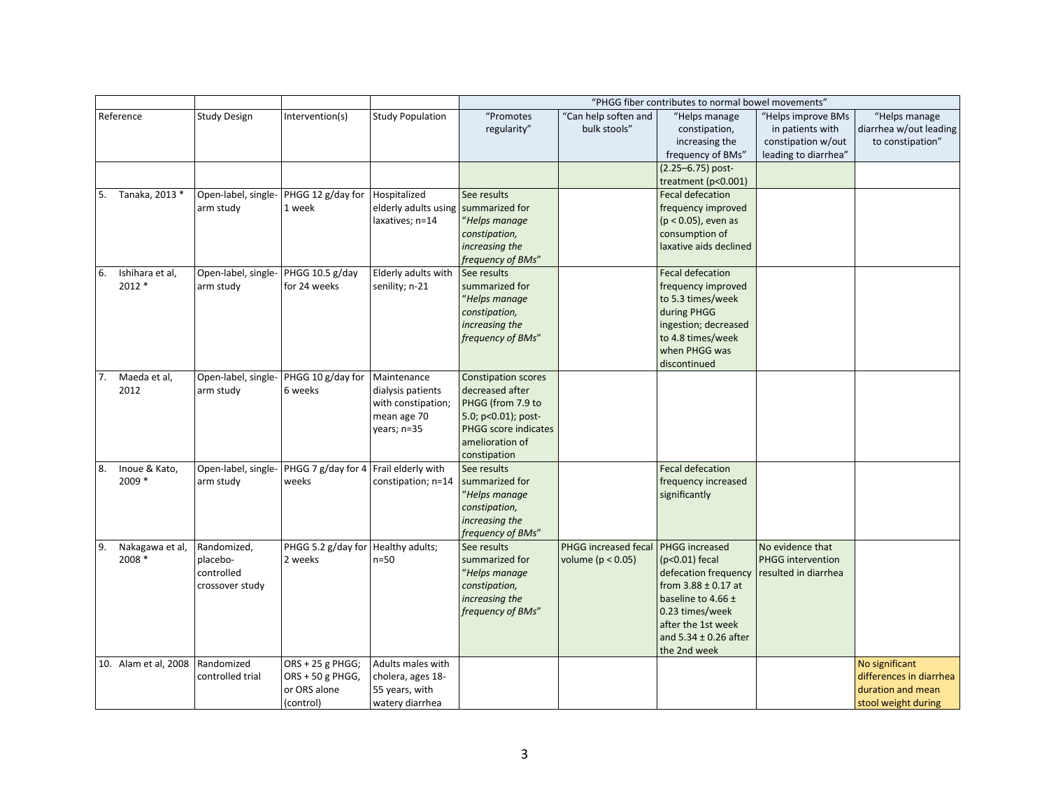| | | | | "PHGG fiber contributes to normal bowel movements" | | | | |
|---|---|---|---|---|---|---|---|---|
| Reference | Study Design | Intervention(s) | Study Population | "Promotes regularity" | "Can help soften and bulk stools" | "Helps manage constipation, increasing the frequency of BMs" | "Helps improve BMs in patients with constipation w/out leading to diarrhea" | "Helps manage diarrhea w/out leading to constipation" |
| | | | | | | (2.25–6.75) post-treatment ($p<0.001$) | | |
| 5. Tanaka, 2013 * | Open-label, single-arm study | PHGG 12 g/day for 1 week | Hospitalized elderly adults using laxatives; n=14 | See results summarized for "*Helps manage constipation, increasing the frequency of BMs*" | | Fecal defecation frequency improved ($p < 0.05$), even as consumption of laxative aids declined | | |
| 6. Ishihara et al, 2012 * | Open-label, single-arm study | PHGG 10.5 g/day for 24 weeks | Elderly adults with senility; n-21 | See results summarized for "*Helps manage constipation, increasing the frequency of BMs*" | | Fecal defecation frequency improved to 5.3 times/week during PHGG ingestion; decreased to 4.8 times/week when PHGG was discontinued | | |
| 7. Maeda et al, 2012 | Open-label, single-arm study | PHGG 10 g/day for 6 weeks | Maintenance dialysis patients with constipation; mean age 70 years; n=35 | Constipation scores decreased after PHGG (from 7.9 to 5.0; $p<0.01$); post-PHGG score indicates amelioration of constipation | | | | |
| 8. Inoue & Kato, 2009 * | Open-label, single-arm study | PHGG 7 g/day for 4 weeks | Frail elderly with constipation; n=14 | See results summarized for "*Helps manage constipation, increasing the frequency of BMs*" | | Fecal defecation frequency increased significantly | | |
| 9. Nakagawa et al, 2008 * | Randomized, placebo-controlled crossover study | PHGG 5.2 g/day for 2 weeks | Healthy adults; n=50 | See results summarized for "*Helps manage constipation, increasing the frequency of BMs*" | PHGG increased fecal volume ($p < 0.05$) | PHGG increased ($p<0.01$) fecal defecation frequency from 3.88 ± 0.17 at baseline to 4.66 ± 0.23 times/week after the 1st week and 5.34 ± 0.26 after the 2nd week | No evidence that PHGG intervention resulted in diarrhea | |
| 10. Alam et al, 2008 | Randomized controlled trial | ORS + 25 g PHGG; ORS + 50 g PHGG, or ORS alone (control) | Adults males with cholera, ages 18-55 years, with watery diarrhea | | | | | No significant differences in diarrhea duration and mean stool weight during |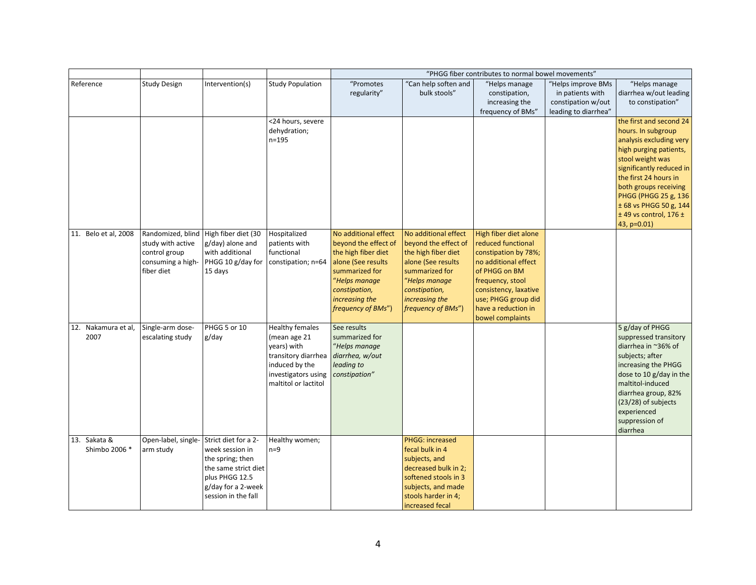| | | | | "PHGG fiber contributes to normal bowel movements" | | | | |
|---|---|---|---|---|---|---|---|---|
| Reference | Study Design | Intervention(s) | Study Population | "Promotes regularity" | "Can help soften and bulk stools" | "Helps manage constipation, increasing the frequency of BMs" | "Helps improve BMs in patients with constipation w/out leading to diarrhea" | "Helps manage diarrhea w/out leading to constipation" |
| | | | <24 hours, severe dehydration; n=195 | | | | | the first and second 24 hours. In subgroup analysis excluding very high purging patients, stool weight was significantly reduced in the first 24 hours in both groups receiving PHGG (PHGG 25 g, 136 ± 68 vs PHGG 50 g, 144 ± 49 vs control, 176 ± 43, p=0.01) |
| 11. Belo et al, 2008 | Randomized, blind study with active control group consuming a high-fiber diet | High fiber diet (30 g/day) alone and with additional PHGG 10 g/day for 15 days | Hospitalized patients with functional constipation; n=64 | No additional effect beyond the effect of the high fiber diet alone (See results summarized for "*Helps manage constipation, increasing the frequency of BMs*") | No additional effect beyond the effect of the high fiber diet alone (See results summarized for "*Helps manage constipation, increasing the frequency of BMs*") | High fiber diet alone reduced functional constipation by 78%; no additional effect of PHGG on BM frequency, stool consistency, laxative use; PHGG group did have a reduction in bowel complaints | | |
| 12. Nakamura et al, 2007 | Single-arm dose-escalating study | PHGG 5 or 10 g/day | Healthy females (mean age 21 years) with transitory diarrhea induced by the investigators using maltitol or lactitol | See results summarized for "*Helps manage diarrhea, w/out leading to constipation"* | | | | 5 g/day of PHGG suppressed transitory diarrhea in ~36% of subjects; after increasing the PHGG dose to 10 g/day in the maltitol-induced diarrhea group, 82% (23/28) of subjects experienced suppression of diarrhea |
| 13. Sakata & Shimbo 2006 * | Open-label, single-arm study | Strict diet for a 2-week session in the spring; then the same strict diet plus PHGG 12.5 g/day for a 2-week session in the fall | Healthy women; n=9 | | PHGG: increased fecal bulk in 4 subjects, and decreased bulk in 2; softened stools in 3 subjects, and made stools harder in 4; increased fecal | | | |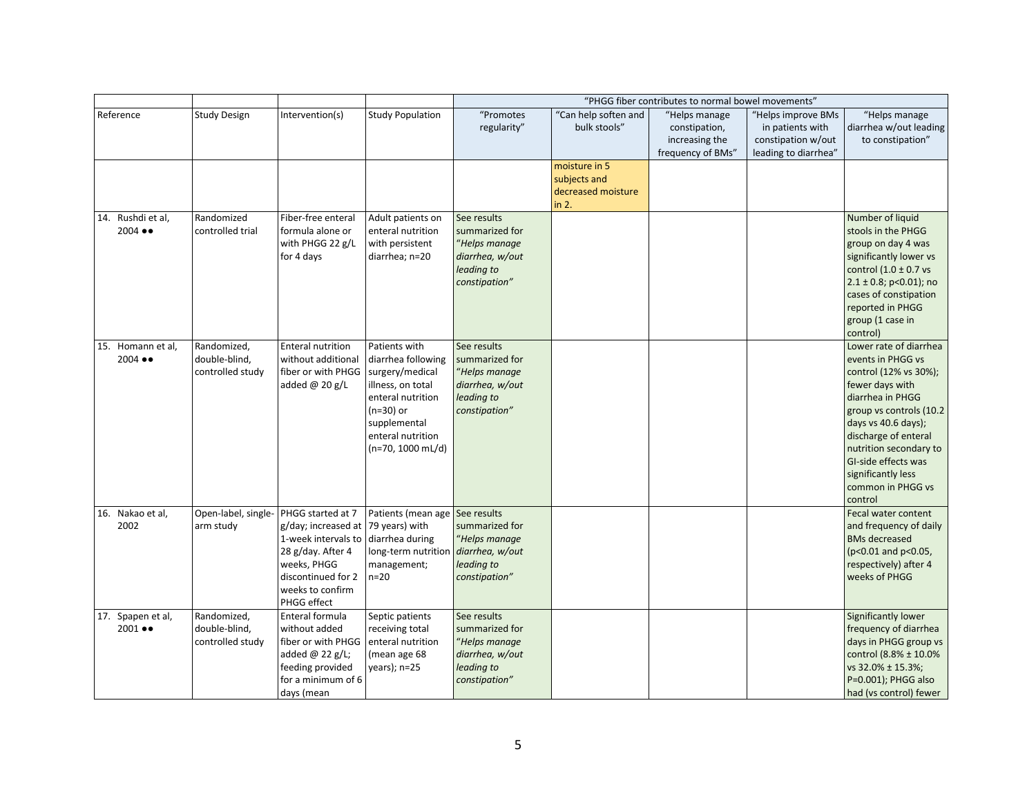| Reference | Study Design | Intervention(s) | Study Population | "PHGG fiber contributes to normal bowel movements" | | | | |
|---|---|---|---|---|---|---|---|---|
| | | | | "Promotes regularity" | "Can help soften and bulk stools" | "Helps manage constipation, increasing the frequency of BMs" | "Helps improve BMs in patients with constipation w/out leading to diarrhea" | "Helps manage diarrhea w/out leading to constipation" |
| | | | | | moisture in 5 subjects and decreased moisture in 2. | | | |
| 14. Rushdi et al, 2004 ●● | Randomized controlled trial | Fiber-free enteral formula alone or with PHGG 22 g/L for 4 days | Adult patients on enteral nutrition with persistent diarrhea; n=20 | See results summarized for "*Helps manage diarrhea, w/out leading to constipation*" | | | | Number of liquid stools in the PHGG group on day 4 was significantly lower vs control (1.0 ± 0.7 vs 2.1 ± 0.8; p<0.01); no cases of constipation reported in PHGG group (1 case in control) |
| 15. Homann et al, 2004 ●● | Randomized, double-blind, controlled study | Enteral nutrition without additional fiber or with PHGG added @ 20 g/L | Patients with diarrhea following surgery/medical illness, on total enteral nutrition (n=30) or supplemental enteral nutrition (n=70, 1000 mL/d) | See results summarized for "*Helps manage diarrhea, w/out leading to constipation*" | | | | Lower rate of diarrhea events in PHGG vs control (12% vs 30%); fewer days with diarrhea in PHGG group vs controls (10.2 days vs 40.6 days); discharge of enteral nutrition secondary to GI-side effects was significantly less common in PHGG vs control |
| 16. Nakao et al, 2002 | Open-label, single-arm study | PHGG started at 7 g/day; increased at 1-week intervals to 28 g/day. After 4 weeks, PHGG discontinued for 2 weeks to confirm PHGG effect | Patients (mean age 79 years) with diarrhea during long-term nutrition management; n=20 | See results summarized for "*Helps manage diarrhea, w/out leading to constipation*" | | | | Fecal water content and frequency of daily BMs decreased (p<0.01 and p<0.05, respectively) after 4 weeks of PHGG |
| 17. Spapen et al, 2001 ●● | Randomized, double-blind, controlled study | Enteral formula without added fiber or with PHGG added @ 22 g/L; feeding provided for a minimum of 6 days (mean | Septic patients receiving total enteral nutrition (mean age 68 years); n=25 | See results summarized for "*Helps manage diarrhea, w/out leading to constipation*" | | | | Significantly lower frequency of diarrhea days in PHGG group vs control (8.8% ± 10.0% vs 32.0% ± 15.3%; P=0.001); PHGG also had (vs control) fewer |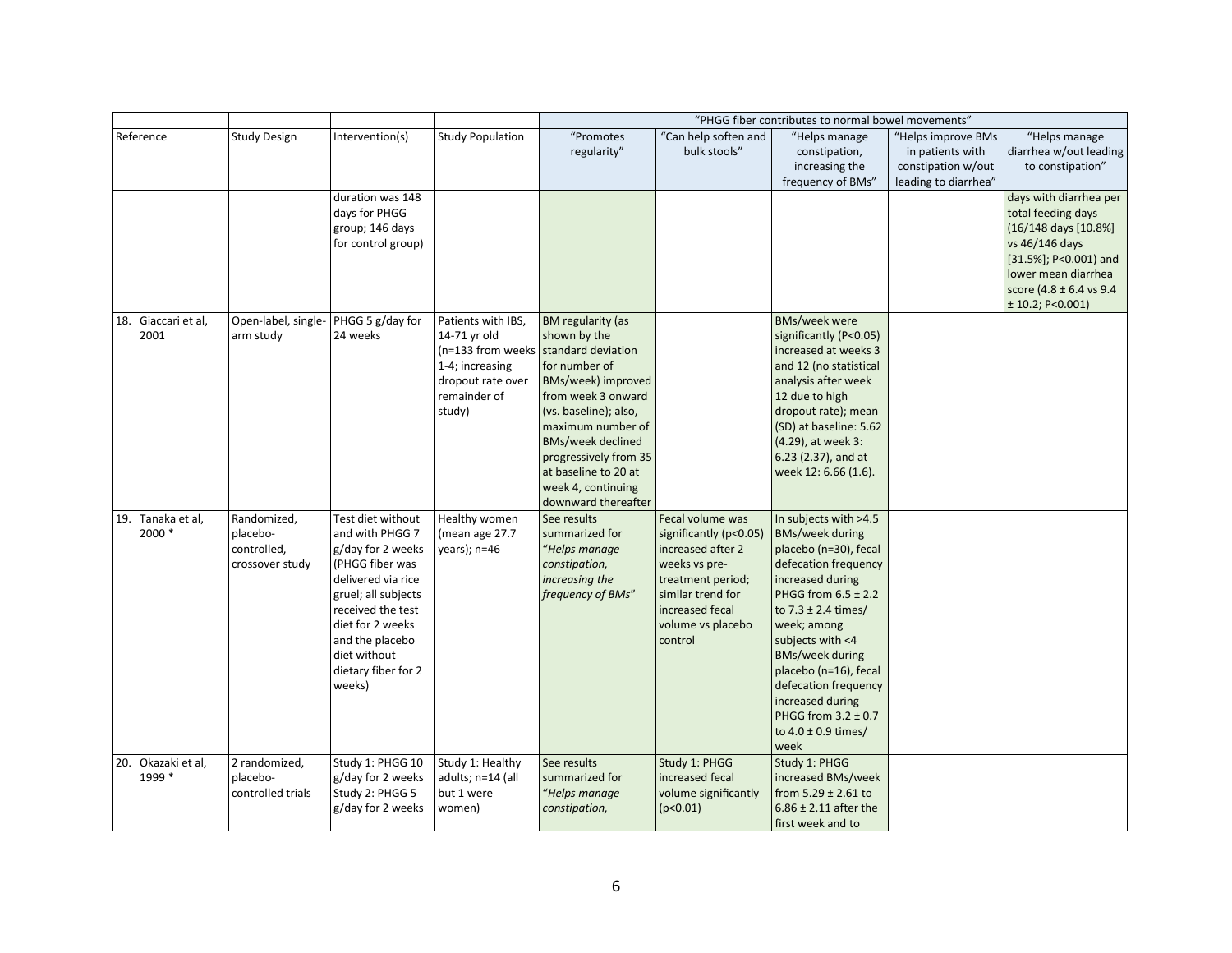| | | | | "PHGG fiber contributes to normal bowel movements" | | | | |
|---|---|---|---|---|---|---|---|---|
| Reference | Study Design | Intervention(s) | Study Population | "Promotes regularity" | "Can help soften and bulk stools" | "Helps manage constipation, increasing the frequency of BMs" | "Helps improve BMs in patients with constipation w/out leading to diarrhea" | "Helps manage diarrhea w/out leading to constipation" |
| | | duration was 148 days for PHGG group; 146 days for control group) | | | | | | days with diarrhea per total feeding days (16/148 days [10.8%] vs 46/146 days [31.5%]; P<0.001) and lower mean diarrhea score (4.8 ± 6.4 vs 9.4 ± 10.2; P<0.001) |
| 18. Giaccari et al, 2001 | Open-label, single-arm study | PHGG 5 g/day for 24 weeks | Patients with IBS, 14-71 yr old (n=133 from weeks 1-4; increasing dropout rate over remainder of study) | BM regularity (as shown by the standard deviation for number of BMs/week) improved from week 3 onward (vs. baseline); also, maximum number of BMs/week declined progressively from 35 at baseline to 20 at week 4, continuing downward thereafter | | BMs/week were significantly (P<0.05) increased at weeks 3 and 12 (no statistical analysis after week 12 due to high dropout rate); mean (SD) at baseline: 5.62 (4.29), at week 3: 6.23 (2.37), and at week 12: 6.66 (1.6). | | |
| 19. Tanaka et al, 2000 * | Randomized, placebo-controlled, crossover study | Test diet without and with PHGG 7 g/day for 2 weeks (PHGG fiber was delivered via rice gruel; all subjects received the test diet for 2 weeks and the placebo diet without dietary fiber for 2 weeks) | Healthy women (mean age 27.7 years); n=46 | See results summarized for "*Helps manage constipation, increasing the frequency of BMs*" | Fecal volume was significantly (p<0.05) increased after 2 weeks vs pre-treatment period; similar trend for increased fecal volume vs placebo control | In subjects with >4.5 BMs/week during placebo (n=30), fecal defecation frequency increased during PHGG from 6.5 ± 2.2 to 7.3 ± 2.4 times/ week; among subjects with <4 BMs/week during placebo (n=16), fecal defecation frequency increased during PHGG from 3.2 ± 0.7 to 4.0 ± 0.9 times/ week | | |
| 20. Okazaki et al, 1999 * | 2 randomized, placebo-controlled trials | Study 1: PHGG 10 g/day for 2 weeks Study 2: PHGG 5 g/day for 2 weeks | Study 1: Healthy adults; n=14 (all but 1 were women) | See results summarized for "*Helps manage constipation,* | Study 1: PHGG increased fecal volume significantly (p<0.01) | Study 1: PHGG increased BMs/week from 5.29 ± 2.61 to 6.86 ± 2.11 after the first week and to | | |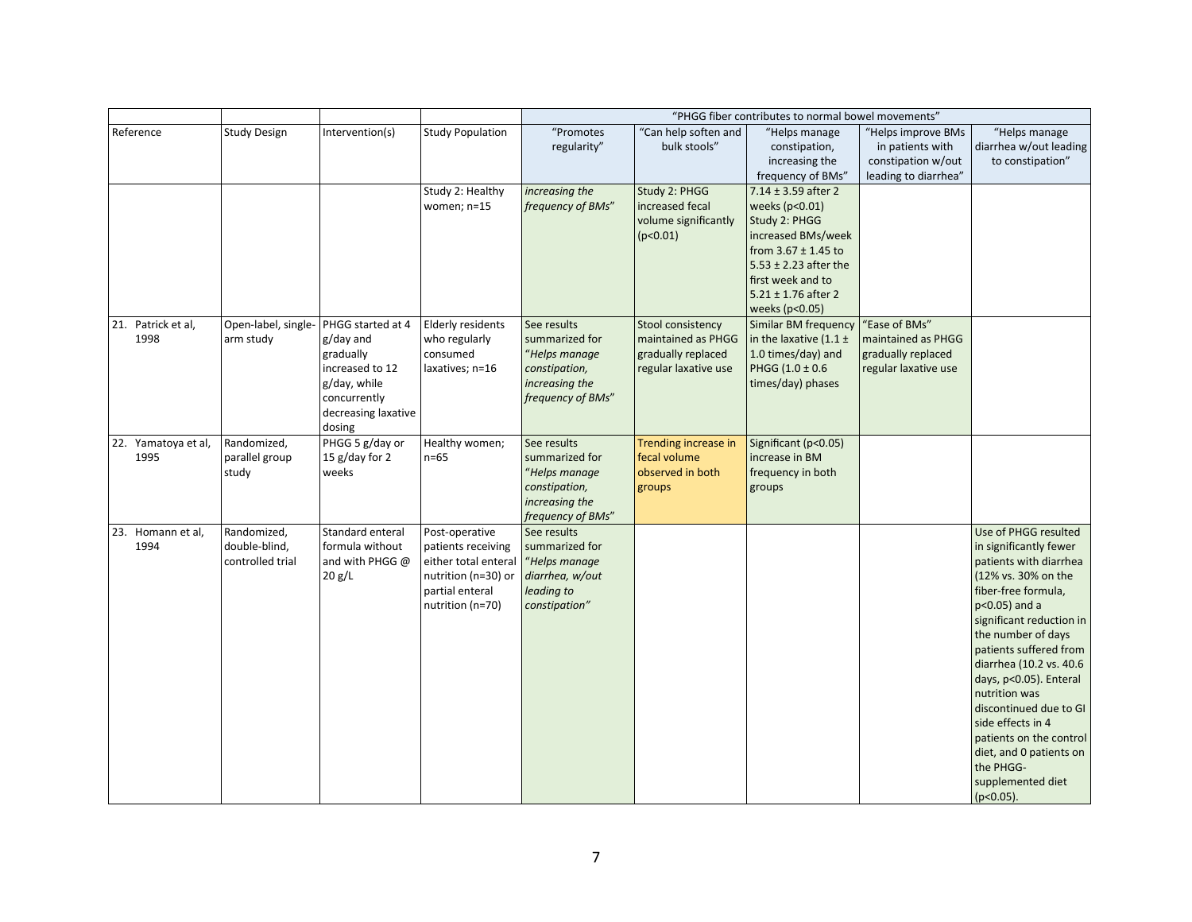| | | | | "PHGG fiber contributes to normal bowel movements" | | | | |
|---|---|---|---|---|---|---|---|---|
| Reference | Study Design | Intervention(s) | Study Population | "Promotes regularity" | "Can help soften and bulk stools" | "Helps manage constipation, increasing the frequency of BMs" | "Helps improve BMs in patients with constipation w/out leading to diarrhea" | "Helps manage diarrhea w/out leading to constipation" |
| | | | Study 2: Healthy women; n=15 | *increasing the frequency of BMs*" | Study 2: PHGG increased fecal volume significantly ($p<0.01$) | 7.14 ± 3.59 after 2 weeks ($p<0.01$) Study 2: PHGG increased BMs/week from 3.67 ± 1.45 to 5.53 ± 2.23 after the first week and to 5.21 ± 1.76 after 2 weeks ($p<0.05$) | | |
| 21. Patrick et al, 1998 | Open-label, single-arm study | PHGG started at 4 g/day and gradually increased to 12 g/day, while concurrently decreasing laxative dosing | Elderly residents who regularly consumed laxatives; n=16 | See results summarized for "*Helps manage constipation, increasing the frequency of BMs*" | Stool consistency maintained as PHGG gradually replaced regular laxative use | Similar BM frequency in the laxative (1.1 ± 1.0 times/day) and PHGG (1.0 ± 0.6 times/day) phases | "Ease of BMs" maintained as PHGG gradually replaced regular laxative use | |
| 22. Yamatoya et al, 1995 | Randomized, parallel group study | PHGG 5 g/day or 15 g/day for 2 weeks | Healthy women; n=65 | See results summarized for "*Helps manage constipation, increasing the frequency of BMs*" | Trending increase in fecal volume observed in both groups | Significant ($p<0.05$) increase in BM frequency in both groups | | |
| 23. Homann et al, 1994 | Randomized, double-blind, controlled trial | Standard enteral formula without and with PHGG @ 20 g/L | Post-operative patients receiving either total enteral nutrition (n=30) or partial enteral nutrition (n=70) | See results summarized for "*Helps manage diarrhea, w/out leading to constipation*" | | | | Use of PHGG resulted in significantly fewer patients with diarrhea (12% vs. 30% on the fiber-free formula, $p<0.05$) and a significant reduction in the number of days patients suffered from diarrhea (10.2 vs. 40.6 days, $p<0.05$). Enteral nutrition was discontinued due to GI side effects in 4 patients on the control diet, and 0 patients on the PHGG-supplemented diet ($p<0.05$). |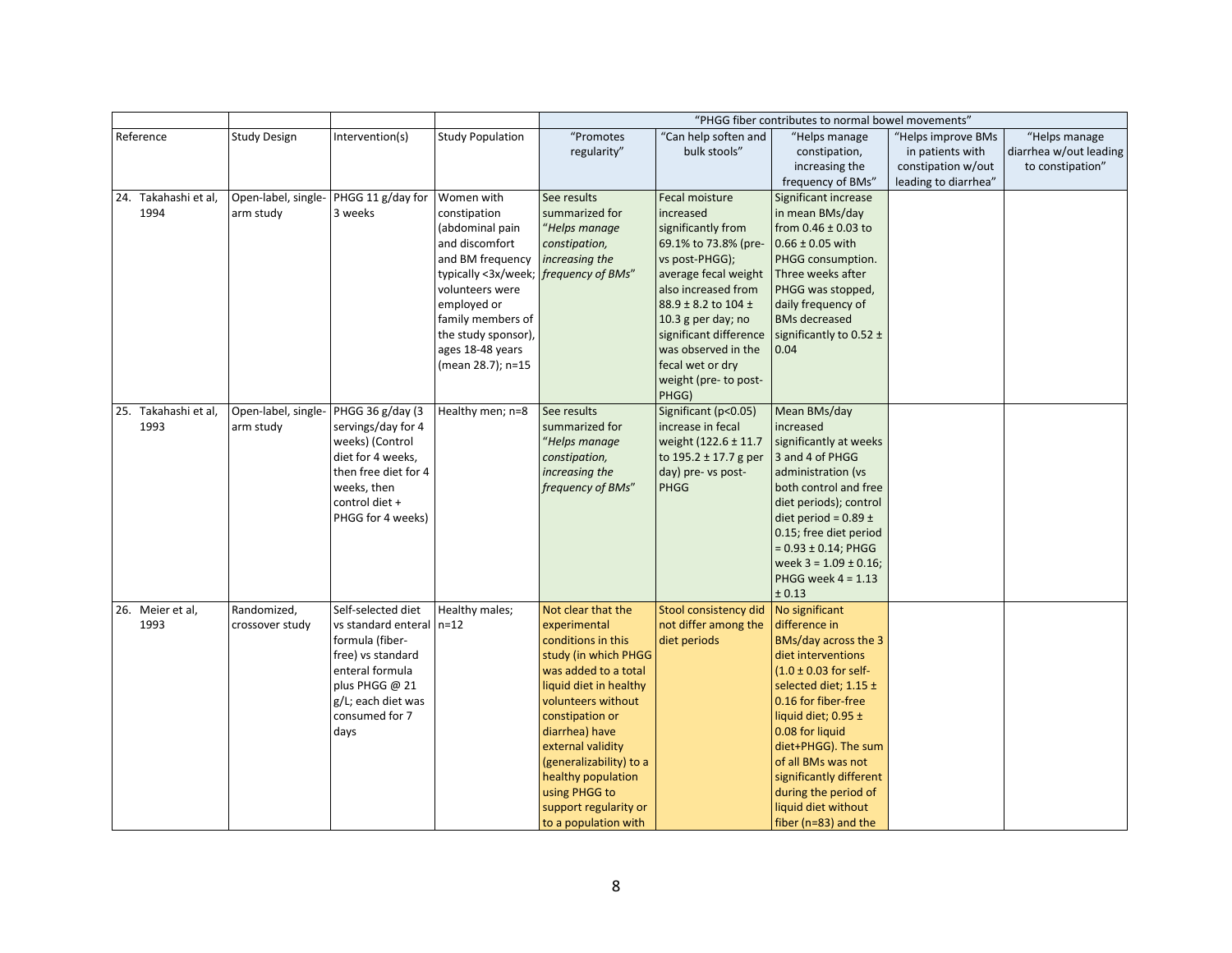| Reference | Study Design | Intervention(s) | Study Population | "PHGG fiber contributes to normal bowel movements" | | | | |
|---|---|---|---|---|---|---|---|---|
| | | | | "Promotes regularity" | "Can help soften and bulk stools" | "Helps manage constipation, increasing the frequency of BMs" | "Helps improve BMs in patients with constipation w/out leading to diarrhea" | "Helps manage diarrhea w/out leading to constipation" |
| 24. Takahashi et al, 1994 | Open-label, single-arm study | PHGG 11 g/day for 3 weeks | Women with constipation (abdominal pain and discomfort and BM frequency typically <3x/week; volunteers were employed or family members of the study sponsor), ages 18-48 years (mean 28.7); n=15 | See results summarized for "*Helps manage constipation, increasing the frequency of BMs*" | Fecal moisture increased significantly from 69.1% to 73.8% (pre- vs post-PHGG); average fecal weight also increased from 88.9 ± 8.2 to 104 ± 10.3 g per day; no significant difference was observed in the fecal wet or dry weight (pre- to post-PHGG) | Significant increase in mean BMs/day from 0.46 ± 0.03 to 0.66 ± 0.05 with PHGG consumption. Three weeks after PHGG was stopped, daily frequency of BMs decreased significantly to 0.52 ± 0.04 | | |
| 25. Takahashi et al, 1993 | Open-label, single-arm study | PHGG 36 g/day (3 servings/day for 4 weeks) (Control diet for 4 weeks, then free diet for 4 weeks, then control diet + PHGG for 4 weeks) | Healthy men; n=8 | See results summarized for "*Helps manage constipation, increasing the frequency of BMs*" | Significant ($p<0.05$) increase in fecal weight (122.6 ± 11.7 to 195.2 ± 17.7 g per day) pre- vs post-PHGG | Mean BMs/day increased significantly at weeks 3 and 4 of PHGG administration (vs both control and free diet periods); control diet period = 0.89 ± 0.15; free diet period = 0.93 ± 0.14; PHGG week 3 = 1.09 ± 0.16; PHGG week 4 = 1.13 ± 0.13 | | |
| 26. Meier et al, 1993 | Randomized, crossover study | Self-selected diet vs standard enteral formula (fiber-free) vs standard enteral formula plus PHGG @ 21 g/L; each diet was consumed for 7 days | Healthy males; n=12 | Not clear that the experimental conditions in this study (in which PHGG was added to a total liquid diet in healthy volunteers without constipation or diarrhea) have external validity (generalizability) to a healthy population using PHGG to support regularity or to a population with | Stool consistency did not differ among the diet periods | No significant difference in BMs/day across the 3 diet interventions (1.0 ± 0.03 for self-selected diet; 1.15 ± 0.16 for fiber-free liquid diet; 0.95 ± 0.08 for liquid diet+PHGG). The sum of all BMs was not significantly different during the period of liquid diet without fiber (n=83) and the | | |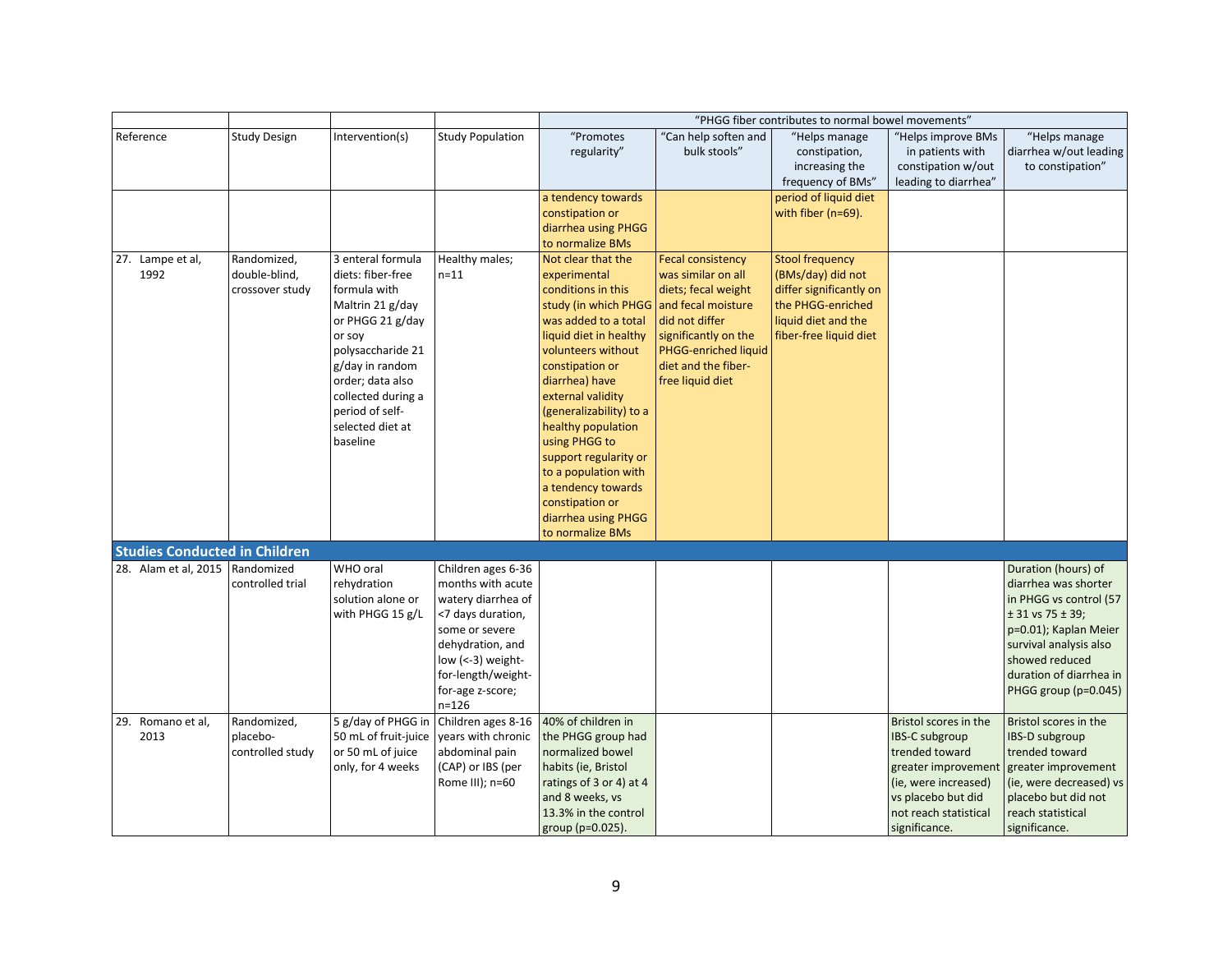| | | | | "PHGG fiber contributes to normal bowel movements" | | | | |
|---|---|---|---|---|---|---|---|---|
| Reference | Study Design | Intervention(s) | Study Population | "Promotes regularity" | "Can help soften and bulk stools" | "Helps manage constipation, increasing the frequency of BMs" | "Helps improve BMs in patients with constipation w/out leading to diarrhea" | "Helps manage diarrhea w/out leading to constipation" |
| | | | | a tendency towards constipation or diarrhea using PHGG to normalize BMs | | period of liquid diet with fiber (n=69). | | |
| 27. Lampe et al, 1992 | Randomized, double-blind, crossover study | 3 enteral formula diets: fiber-free formula with Maltrin 21 g/day or PHGG 21 g/day or soy polysaccharide 21 g/day in random order; data also collected during a period of self-selected diet at baseline | Healthy males; n=11 | Not clear that the experimental conditions in this study (in which PHGG was added to a total liquid diet in healthy volunteers without constipation or diarrhea) have external validity (generalizability) to a healthy population using PHGG to support regularity or to a population with a tendency towards constipation or diarrhea using PHGG to normalize BMs | Fecal consistency was similar on all diets; fecal weight and fecal moisture did not differ significantly on the PHGG-enriched liquid diet and the fiber-free liquid diet | Stool frequency (BMs/day) did not differ significantly on the PHGG-enriched liquid diet and the fiber-free liquid diet | | |
| **Studies Conducted in Children** | | | | | | | | |
| 28. Alam et al, 2015 | Randomized controlled trial | WHO oral rehydration solution alone or with PHGG 15 g/L | Children ages 6-36 months with acute watery diarrhea of <7 days duration, some or severe dehydration, and low (<-3) weight-for-length/weight-for-age z-score; n=126 | | | | | Duration (hours) of diarrhea was shorter in PHGG vs control (57 ± 31 vs 75 ± 39; p=0.01); Kaplan Meier survival analysis also showed reduced duration of diarrhea in PHGG group (p=0.045) |
| 29. Romano et al, 2013 | Randomized, placebo-controlled study | 5 g/day of PHGG in 50 mL of fruit-juice or 50 mL of juice only, for 4 weeks | Children ages 8-16 years with chronic abdominal pain (CAP) or IBS (per Rome III); n=60 | 40% of children in the PHGG group had normalized bowel habits (ie, Bristol ratings of 3 or 4) at 4 and 8 weeks, vs 13.3% in the control group (p=0.025). | | | Bristol scores in the IBS-C subgroup trended toward greater improvement (ie, were increased) vs placebo but did not reach statistical significance. | Bristol scores in the IBS-D subgroup trended toward greater improvement (ie, were decreased) vs placebo but did not reach statistical significance. |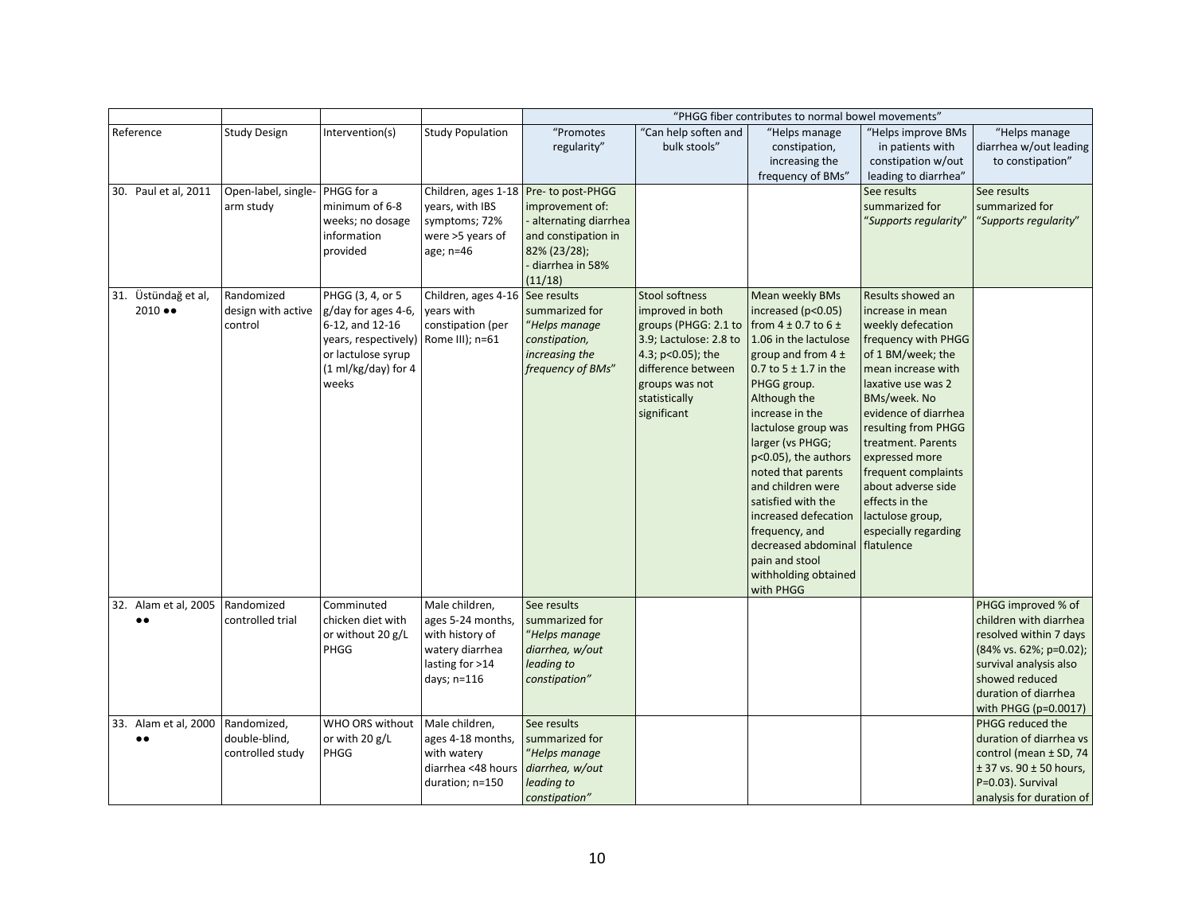| | | | | "PHGG fiber contributes to normal bowel movements" | | | | |
|---|---|---|---|---|---|---|---|---|
| Reference | Study Design | Intervention(s) | Study Population | "Promotes regularity" | "Can help soften and bulk stools" | "Helps manage constipation, increasing the frequency of BMs" | "Helps improve BMs in patients with constipation w/out leading to diarrhea" | "Helps manage diarrhea w/out leading to constipation" |
| 30. Paul et al, 2011 | Open-label, single-arm study | PHGG for a minimum of 6-8 weeks; no dosage information provided | Children, ages 1-18 years, with IBS symptoms; 72% were >5 years of age; n=46 | Pre- to post-PHGG improvement of:<br>- alternating diarrhea and constipation in 82% (23/28);<br>- diarrhea in 58% (11/18) | | | See results summarized for "*Supports regularity*" | See results summarized for "*Supports regularity*" |
| 31. Üstündağ et al, 2010 ●● | Randomized design with active control | PHGG (3, 4, or 5 g/day for ages 4-6, 6-12, and 12-16 years, respectively) or lactulose syrup (1 ml/kg/day) for 4 weeks | Children, ages 4-16 years with constipation (per Rome III); n=61 | See results summarized for "*Helps manage constipation, increasing the frequency of BMs*" | Stool softness improved in both groups (PHGG: 2.1 to 3.9; Lactulose: 2.8 to 4.3; p<0.05); the difference between groups was not statistically significant | Mean weekly BMs increased (p<0.05) from 4 ± 0.7 to 6 ± 1.06 in the lactulose group and from 4 ± 0.7 to 5 ± 1.7 in the PHGG group. Although the increase in the lactulose group was larger (vs PHGG; p<0.05), the authors noted that parents and children were satisfied with the increased defecation frequency, and decreased abdominal pain and stool withholding obtained with PHGG | Results showed an increase in mean weekly defecation frequency with PHGG of 1 BM/week; the mean increase with laxative use was 2 BMs/week. No evidence of diarrhea resulting from PHGG treatment. Parents expressed more frequent complaints about adverse side effects in the lactulose group, especially regarding flatulence | |
| 32. Alam et al, 2005 ●● | Randomized controlled trial | Comminuted chicken diet with or without 20 g/L PHGG | Male children, ages 5-24 months, with history of watery diarrhea lasting for >14 days; n=116 | See results summarized for "*Helps manage diarrhea, w/out leading to constipation*" | | | | PHGG improved % of children with diarrhea resolved within 7 days (84% vs. 62%; p=0.02); survival analysis also showed reduced duration of diarrhea with PHGG (p=0.0017) |
| 33. Alam et al, 2000 ●● | Randomized, double-blind, controlled study | WHO ORS without or with 20 g/L PHGG | Male children, ages 4-18 months, with watery diarrhea <48 hours duration; n=150 | See results summarized for "*Helps manage diarrhea, w/out leading to constipation*" | | | | PHGG reduced the duration of diarrhea vs control (mean ± SD, 74 ± 37 vs. 90 ± 50 hours, P=0.03). Survival analysis for duration of |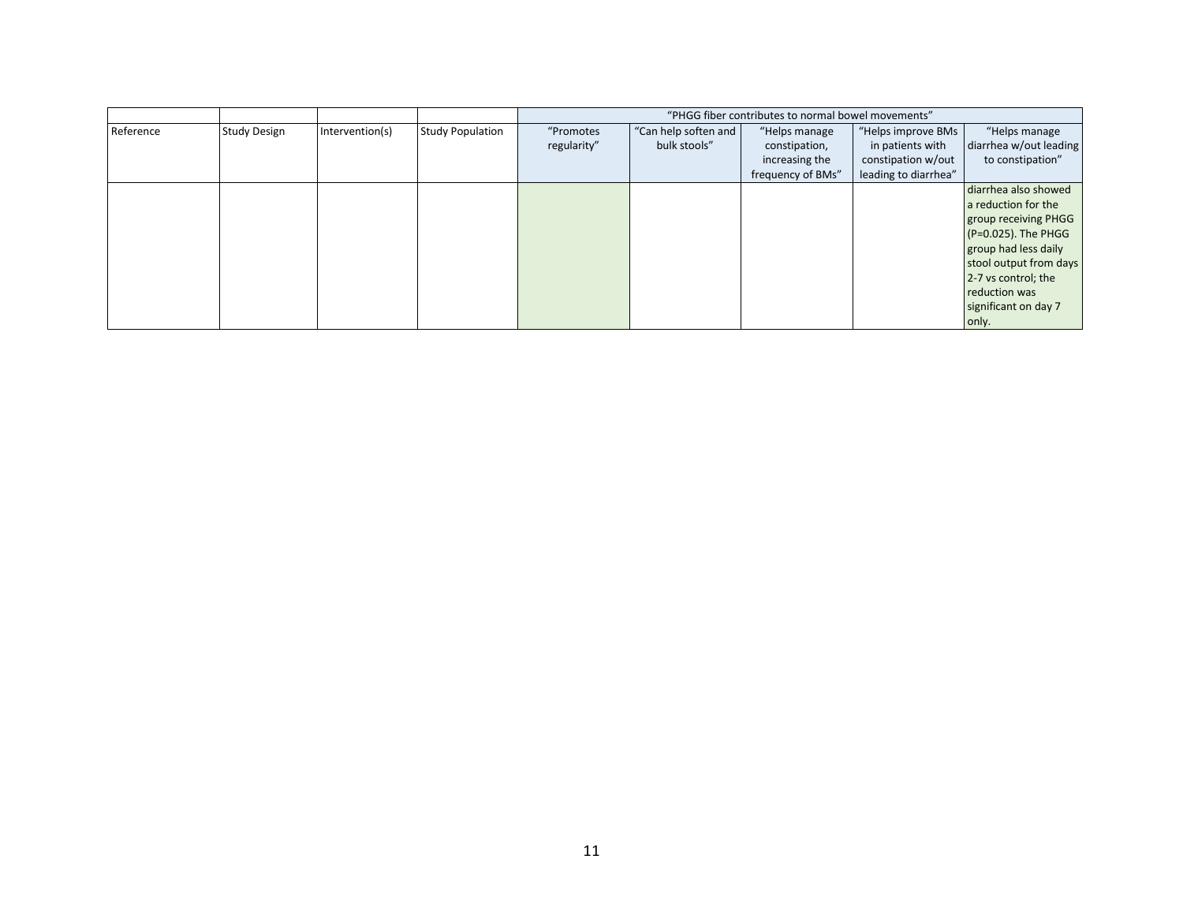| | | | | "PHGG fiber contributes to normal bowel movements" | | | | |
|---|---|---|---|---|---|---|---|---|
| Reference | Study Design | Intervention(s) | Study Population | "Promotes regularity" | "Can help soften and bulk stools" | "Helps manage constipation, increasing the frequency of BMs" | "Helps improve BMs in patients with constipation w/out leading to diarrhea" | "Helps manage diarrhea w/out leading to constipation" |
| | | | | | | | | diarrhea also showed a reduction for the group receiving PHGG (P=0.025). The PHGG group had less daily stool output from days 2-7 vs control; the reduction was significant on day 7 only. |